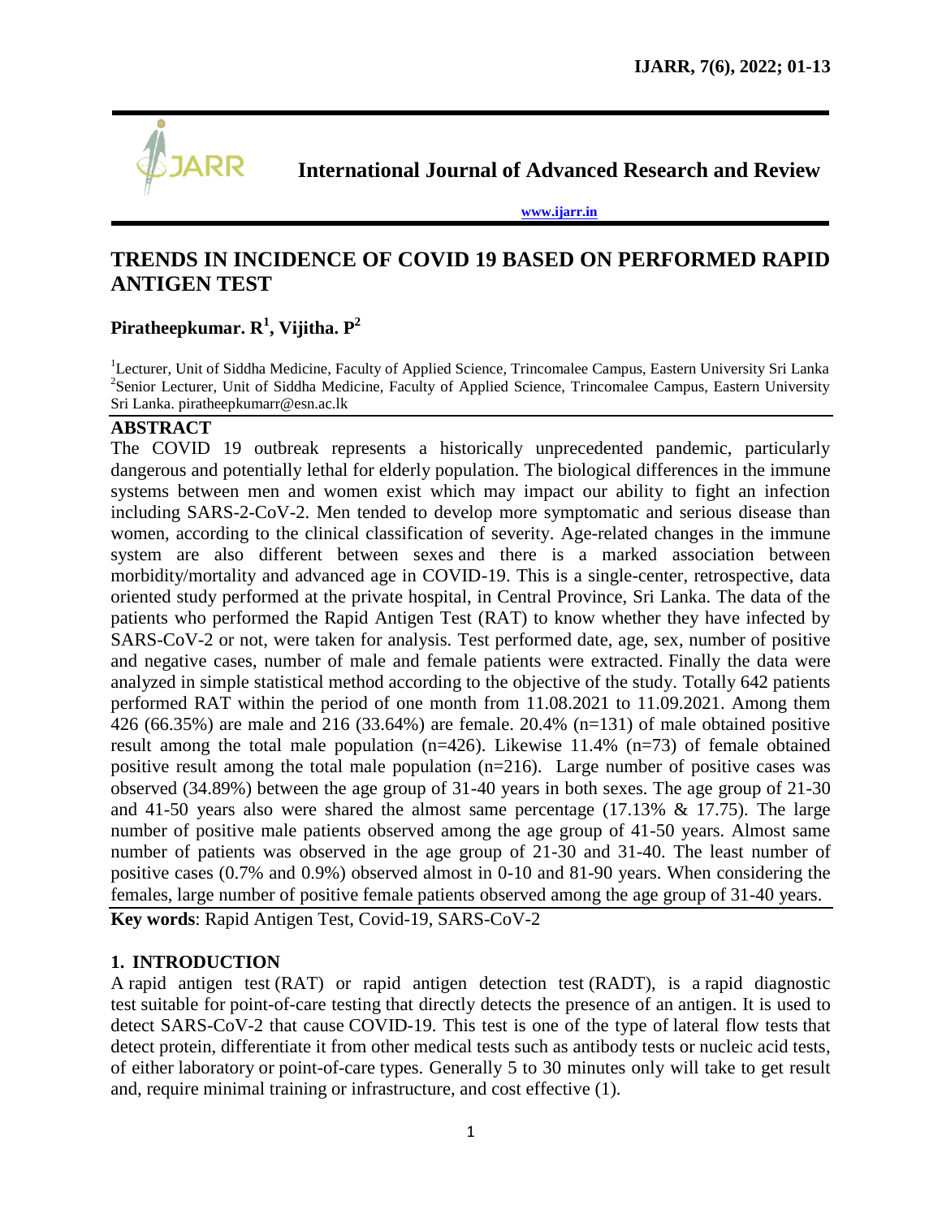# International Journal of Advanced Research and Review

www.ijarr.in

## TRENDS IN INCIDENCE OF COVID 19 BASED ON PERFORMED RAPID ANTIGEN TEST

**Piratheepkumar. R[1], Vijitha. P[2]**

[1]Lecturer, Unit of Siddha Medicine, Faculty of Applied Science, Trincomalee Campus, Eastern University Sri Lanka
[2]Senior Lecturer, Unit of Siddha Medicine, Faculty of Applied Science, Trincomalee Campus, Eastern University Sri Lanka. piratheepkumarr@esn.ac.lk

### ABSTRACT

The COVID 19 outbreak represents a historically unprecedented pandemic, particularly dangerous and potentially lethal for elderly population. The biological differences in the immune systems between men and women exist which may impact our ability to fight an infection including SARS-2-CoV-2. Men tended to develop more symptomatic and serious disease than women, according to the clinical classification of severity. Age-related changes in the immune system are also different between sexes and there is a marked association between morbidity/mortality and advanced age in COVID-19. This is a single-center, retrospective, data oriented study performed at the private hospital, in Central Province, Sri Lanka. The data of the patients who performed the Rapid Antigen Test (RAT) to know whether they have infected by SARS-CoV-2 or not, were taken for analysis. Test performed date, age, sex, number of positive and negative cases, number of male and female patients were extracted. Finally the data were analyzed in simple statistical method according to the objective of the study. Totally 642 patients performed RAT within the period of one month from 11.08.2021 to 11.09.2021. Among them 426 (66.35%) are male and 216 (33.64%) are female. 20.4% (n=131) of male obtained positive result among the total male population (n=426). Likewise 11.4% (n=73) of female obtained positive result among the total male population (n=216). Large number of positive cases was observed (34.89%) between the age group of 31-40 years in both sexes. The age group of 21-30 and 41-50 years also were shared the almost same percentage (17.13% & 17.75). The large number of positive male patients observed among the age group of 41-50 years. Almost same number of patients was observed in the age group of 21-30 and 31-40. The least number of positive cases (0.7% and 0.9%) observed almost in 0-10 and 81-90 years. When considering the females, large number of positive female patients observed among the age group of 31-40 years.

**Key words**: Rapid Antigen Test, Covid-19, SARS-CoV-2

### 1. INTRODUCTION

A rapid antigen test (RAT) or rapid antigen detection test (RADT), is a rapid diagnostic test suitable for point-of-care testing that directly detects the presence of an antigen. It is used to detect SARS-CoV-2 that cause COVID-19. This test is one of the type of lateral flow tests that detect protein, differentiate it from other medical tests such as antibody tests or nucleic acid tests, of either laboratory or point-of-care types. Generally 5 to 30 minutes only will take to get result and, require minimal training or infrastructure, and cost effective (1).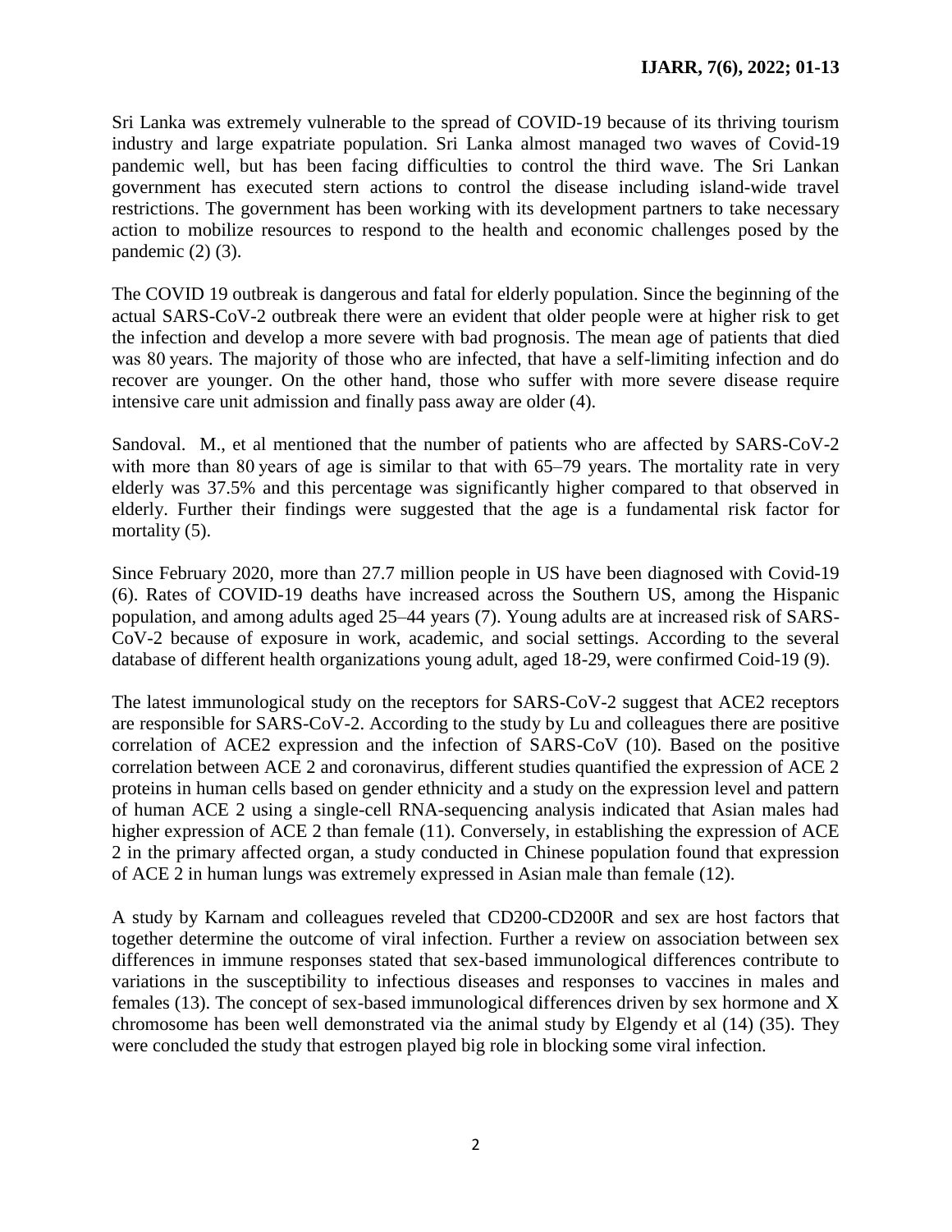Sri Lanka was extremely vulnerable to the spread of COVID-19 because of its thriving tourism industry and large expatriate population. Sri Lanka almost managed two waves of Covid-19 pandemic well, but has been facing difficulties to control the third wave. The Sri Lankan government has executed stern actions to control the disease including island-wide travel restrictions. The government has been working with its development partners to take necessary action to mobilize resources to respond to the health and economic challenges posed by the pandemic (2) (3).

The COVID 19 outbreak is dangerous and fatal for elderly population. Since the beginning of the actual SARS-CoV-2 outbreak there were an evident that older people were at higher risk to get the infection and develop a more severe with bad prognosis. The mean age of patients that died was 80 years. The majority of those who are infected, that have a self-limiting infection and do recover are younger. On the other hand, those who suffer with more severe disease require intensive care unit admission and finally pass away are older (4).

Sandoval. M., et al mentioned that the number of patients who are affected by SARS-CoV-2 with more than 80 years of age is similar to that with 65–79 years. The mortality rate in very elderly was 37.5% and this percentage was significantly higher compared to that observed in elderly. Further their findings were suggested that the age is a fundamental risk factor for mortality (5).

Since February 2020, more than 27.7 million people in US have been diagnosed with Covid-19 (6). Rates of COVID-19 deaths have increased across the Southern US, among the Hispanic population, and among adults aged 25–44 years (7). Young adults are at increased risk of SARS-CoV-2 because of exposure in work, academic, and social settings. According to the several database of different health organizations young adult, aged 18-29, were confirmed Coid-19 (9).

The latest immunological study on the receptors for SARS-CoV-2 suggest that ACE2 receptors are responsible for SARS-CoV-2. According to the study by Lu and colleagues there are positive correlation of ACE2 expression and the infection of SARS-CoV (10). Based on the positive correlation between ACE 2 and coronavirus, different studies quantified the expression of ACE 2 proteins in human cells based on gender ethnicity and a study on the expression level and pattern of human ACE 2 using a single-cell RNA-sequencing analysis indicated that Asian males had higher expression of ACE 2 than female (11). Conversely, in establishing the expression of ACE 2 in the primary affected organ, a study conducted in Chinese population found that expression of ACE 2 in human lungs was extremely expressed in Asian male than female (12).

A study by Karnam and colleagues reveled that CD200-CD200R and sex are host factors that together determine the outcome of viral infection. Further a review on association between sex differences in immune responses stated that sex-based immunological differences contribute to variations in the susceptibility to infectious diseases and responses to vaccines in males and females (13). The concept of sex-based immunological differences driven by sex hormone and X chromosome has been well demonstrated via the animal study by Elgendy et al (14) (35). They were concluded the study that estrogen played big role in blocking some viral infection.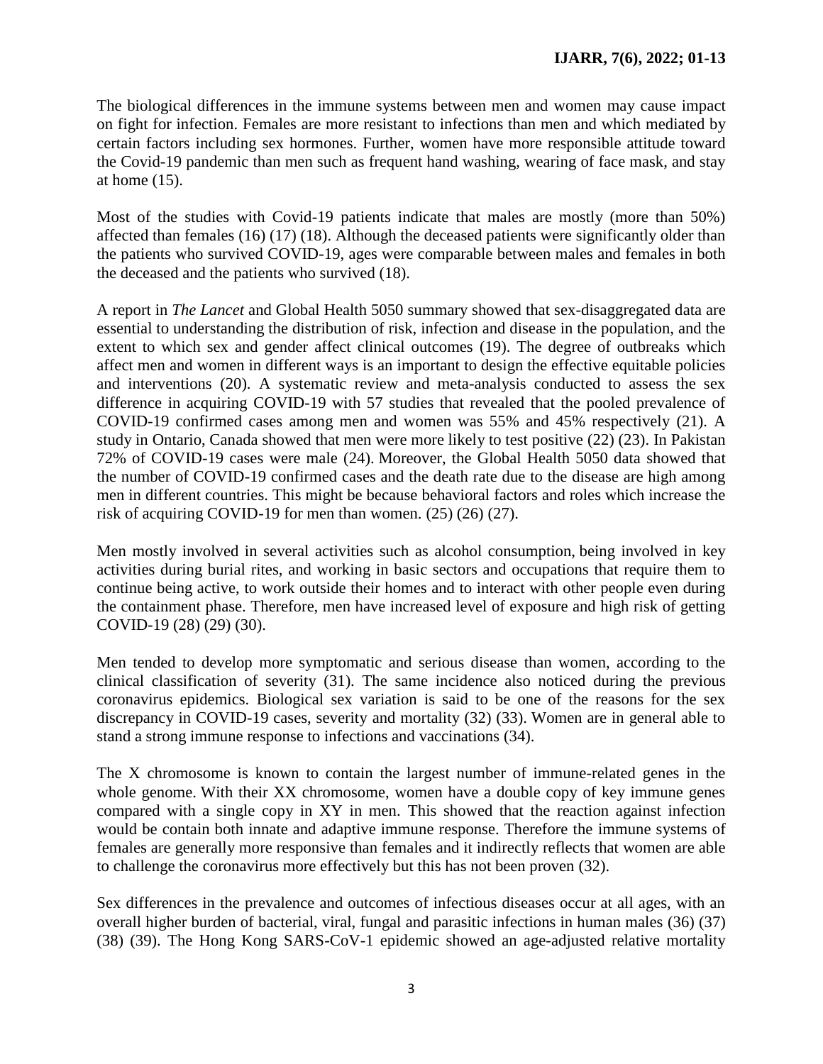The biological differences in the immune systems between men and women may cause impact on fight for infection. Females are more resistant to infections than men and which mediated by certain factors including sex hormones. Further, women have more responsible attitude toward the Covid-19 pandemic than men such as frequent hand washing, wearing of face mask, and stay at home (15).

Most of the studies with Covid-19 patients indicate that males are mostly (more than 50%) affected than females (16) (17) (18). Although the deceased patients were significantly older than the patients who survived COVID-19, ages were comparable between males and females in both the deceased and the patients who survived (18).

A report in *The Lancet* and Global Health 5050 summary showed that sex-disaggregated data are essential to understanding the distribution of risk, infection and disease in the population, and the extent to which sex and gender affect clinical outcomes (19). The degree of outbreaks which affect men and women in different ways is an important to design the effective equitable policies and interventions (20). A systematic review and meta-analysis conducted to assess the sex difference in acquiring COVID-19 with 57 studies that revealed that the pooled prevalence of COVID-19 confirmed cases among men and women was 55% and 45% respectively (21). A study in Ontario, Canada showed that men were more likely to test positive (22) (23). In Pakistan 72% of COVID-19 cases were male (24). Moreover, the Global Health 5050 data showed that the number of COVID-19 confirmed cases and the death rate due to the disease are high among men in different countries. This might be because behavioral factors and roles which increase the risk of acquiring COVID-19 for men than women. (25) (26) (27).

Men mostly involved in several activities such as alcohol consumption, being involved in key activities during burial rites, and working in basic sectors and occupations that require them to continue being active, to work outside their homes and to interact with other people even during the containment phase. Therefore, men have increased level of exposure and high risk of getting COVID-19 (28) (29) (30).

Men tended to develop more symptomatic and serious disease than women, according to the clinical classification of severity (31). The same incidence also noticed during the previous coronavirus epidemics. Biological sex variation is said to be one of the reasons for the sex discrepancy in COVID-19 cases, severity and mortality (32) (33). Women are in general able to stand a strong immune response to infections and vaccinations (34).

The X chromosome is known to contain the largest number of immune-related genes in the whole genome. With their XX chromosome, women have a double copy of key immune genes compared with a single copy in XY in men. This showed that the reaction against infection would be contain both innate and adaptive immune response. Therefore the immune systems of females are generally more responsive than females and it indirectly reflects that women are able to challenge the coronavirus more effectively but this has not been proven (32).

Sex differences in the prevalence and outcomes of infectious diseases occur at all ages, with an overall higher burden of bacterial, viral, fungal and parasitic infections in human males (36) (37) (38) (39). The Hong Kong SARS-CoV-1 epidemic showed an age-adjusted relative mortality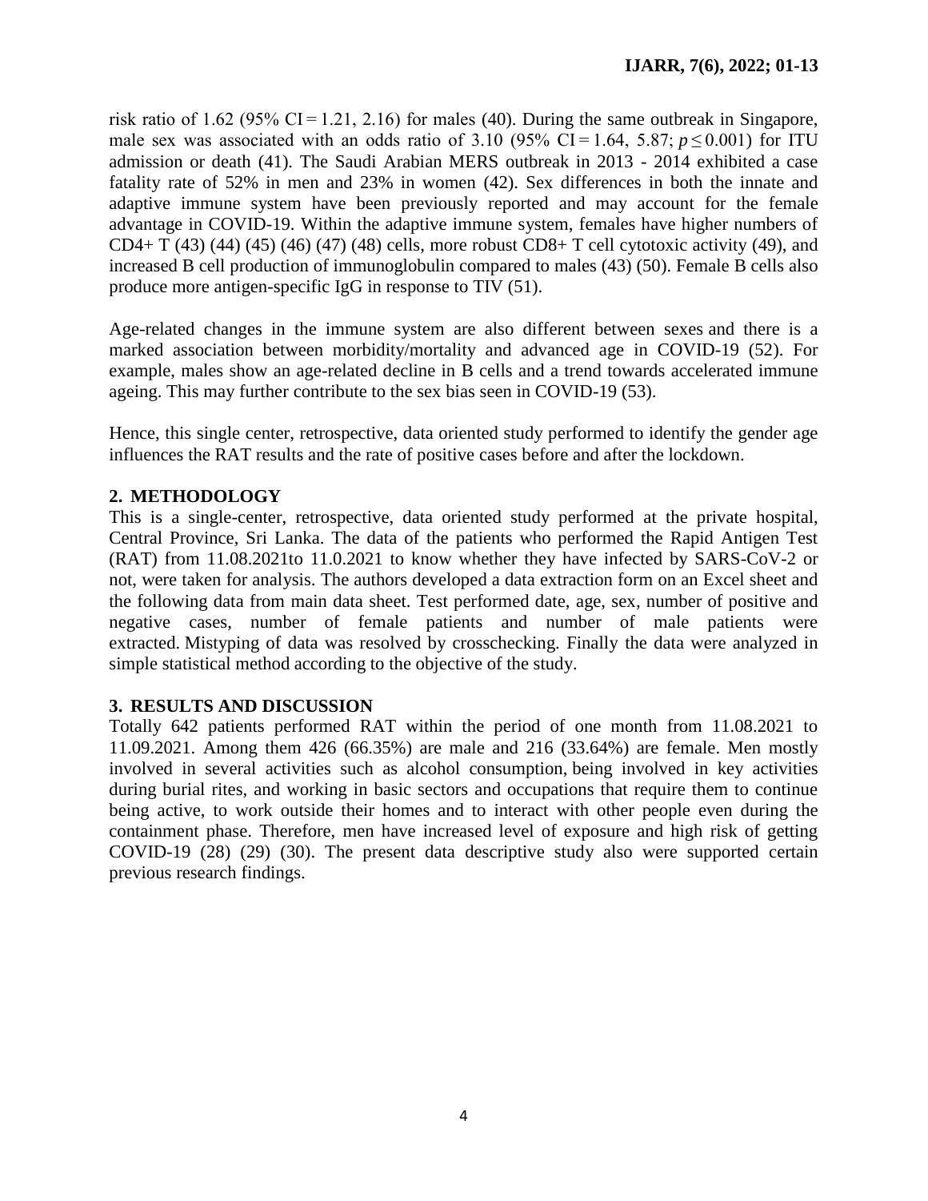risk ratio of 1.62 (95% CI = 1.21, 2.16) for males (40). During the same outbreak in Singapore, male sex was associated with an odds ratio of 3.10 (95% CI = 1.64, 5.87; $p \leq 0.001$) for ITU admission or death (41). The Saudi Arabian MERS outbreak in 2013 - 2014 exhibited a case fatality rate of 52% in men and 23% in women (42). Sex differences in both the innate and adaptive immune system have been previously reported and may account for the female advantage in COVID-19. Within the adaptive immune system, females have higher numbers of CD4+ T (43) (44) (45) (46) (47) (48) cells, more robust CD8+ T cell cytotoxic activity (49), and increased B cell production of immunoglobulin compared to males (43) (50). Female B cells also produce more antigen-specific IgG in response to TIV (51).

Age-related changes in the immune system are also different between sexes and there is a marked association between morbidity/mortality and advanced age in COVID-19 (52). For example, males show an age-related decline in B cells and a trend towards accelerated immune ageing. This may further contribute to the sex bias seen in COVID-19 (53).

Hence, this single center, retrospective, data oriented study performed to identify the gender age influences the RAT results and the rate of positive cases before and after the lockdown.

## 2. METHODOLOGY

This is a single-center, retrospective, data oriented study performed at the private hospital, Central Province, Sri Lanka. The data of the patients who performed the Rapid Antigen Test (RAT) from 11.08.2021to 11.0.2021 to know whether they have infected by SARS-CoV-2 or not, were taken for analysis. The authors developed a data extraction form on an Excel sheet and the following data from main data sheet. Test performed date, age, sex, number of positive and negative cases, number of female patients and number of male patients were extracted. Mistyping of data was resolved by crosschecking. Finally the data were analyzed in simple statistical method according to the objective of the study.

## 3. RESULTS AND DISCUSSION

Totally 642 patients performed RAT within the period of one month from 11.08.2021 to 11.09.2021. Among them 426 (66.35%) are male and 216 (33.64%) are female. Men mostly involved in several activities such as alcohol consumption, being involved in key activities during burial rites, and working in basic sectors and occupations that require them to continue being active, to work outside their homes and to interact with other people even during the containment phase. Therefore, men have increased level of exposure and high risk of getting COVID-19 (28) (29) (30). The present data descriptive study also were supported certain previous research findings.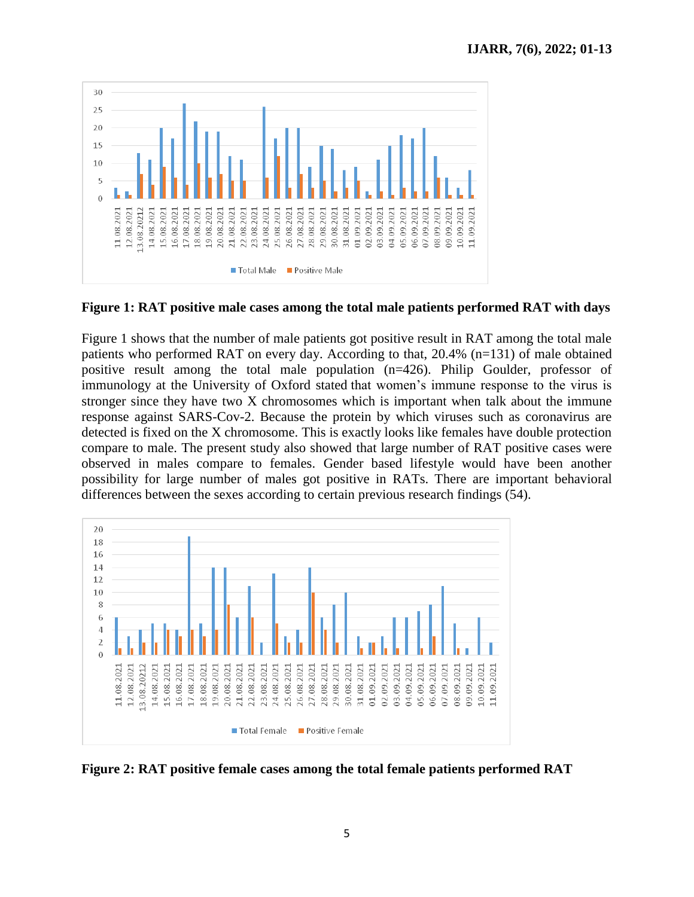**Figure 1: RAT positive male cases among the total male patients performed RAT with days**

Figure 1 shows that the number of male patients got positive result in RAT among the total male patients who performed RAT on every day. According to that, 20.4% (n=131) of male obtained positive result among the total male population (n=426). Philip Goulder, professor of immunology at the University of Oxford stated that women's immune response to the virus is stronger since they have two X chromosomes which is important when talk about the immune response against SARS-Cov-2. Because the protein by which viruses such as coronavirus are detected is fixed on the X chromosome. This is exactly looks like females have double protection compare to male. The present study also showed that large number of RAT positive cases were observed in males compare to females. Gender based lifestyle would have been another possibility for large number of males got positive in RATs. There are important behavioral differences between the sexes according to certain previous research findings (54).

**Figure 2: RAT positive female cases among the total female patients performed RAT**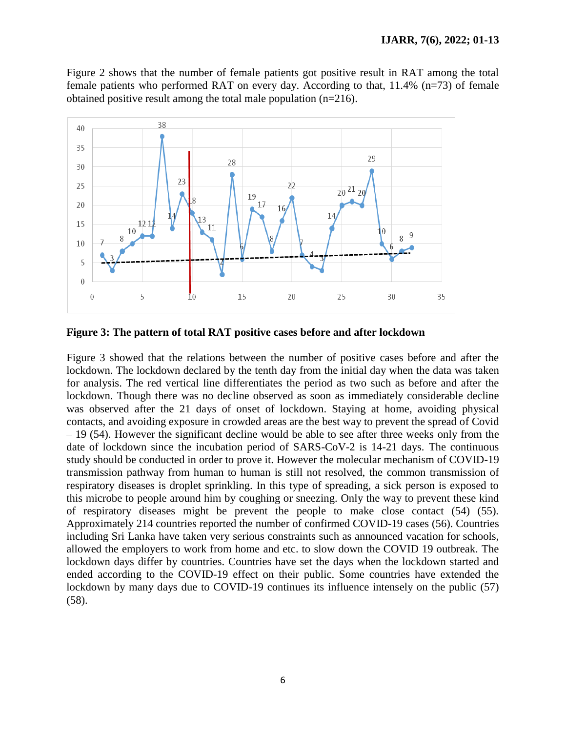Figure 2 shows that the number of female patients got positive result in RAT among the total female patients who performed RAT on every day. According to that, 11.4% (n=73) of female obtained positive result among the total male population (n=216).

**Figure 3: The pattern of total RAT positive cases before and after lockdown**

Figure 3 showed that the relations between the number of positive cases before and after the lockdown. The lockdown declared by the tenth day from the initial day when the data was taken for analysis. The red vertical line differentiates the period as two such as before and after the lockdown. Though there was no decline observed as soon as immediately considerable decline was observed after the 21 days of onset of lockdown. Staying at home, avoiding physical contacts, and avoiding exposure in crowded areas are the best way to prevent the spread of Covid – 19 (54). However the significant decline would be able to see after three weeks only from the date of lockdown since the incubation period of SARS-CoV-2 is 14-21 days. The continuous study should be conducted in order to prove it. However the molecular mechanism of COVID-19 transmission pathway from human to human is still not resolved, the common transmission of respiratory diseases is droplet sprinkling. In this type of spreading, a sick person is exposed to this microbe to people around him by coughing or sneezing. Only the way to prevent these kind of respiratory diseases might be prevent the people to make close contact (54) (55). Approximately 214 countries reported the number of confirmed COVID-19 cases (56). Countries including Sri Lanka have taken very serious constraints such as announced vacation for schools, allowed the employers to work from home and etc. to slow down the COVID 19 outbreak. The lockdown days differ by countries. Countries have set the days when the lockdown started and ended according to the COVID-19 effect on their public. Some countries have extended the lockdown by many days due to COVID-19 continues its influence intensely on the public (57) (58).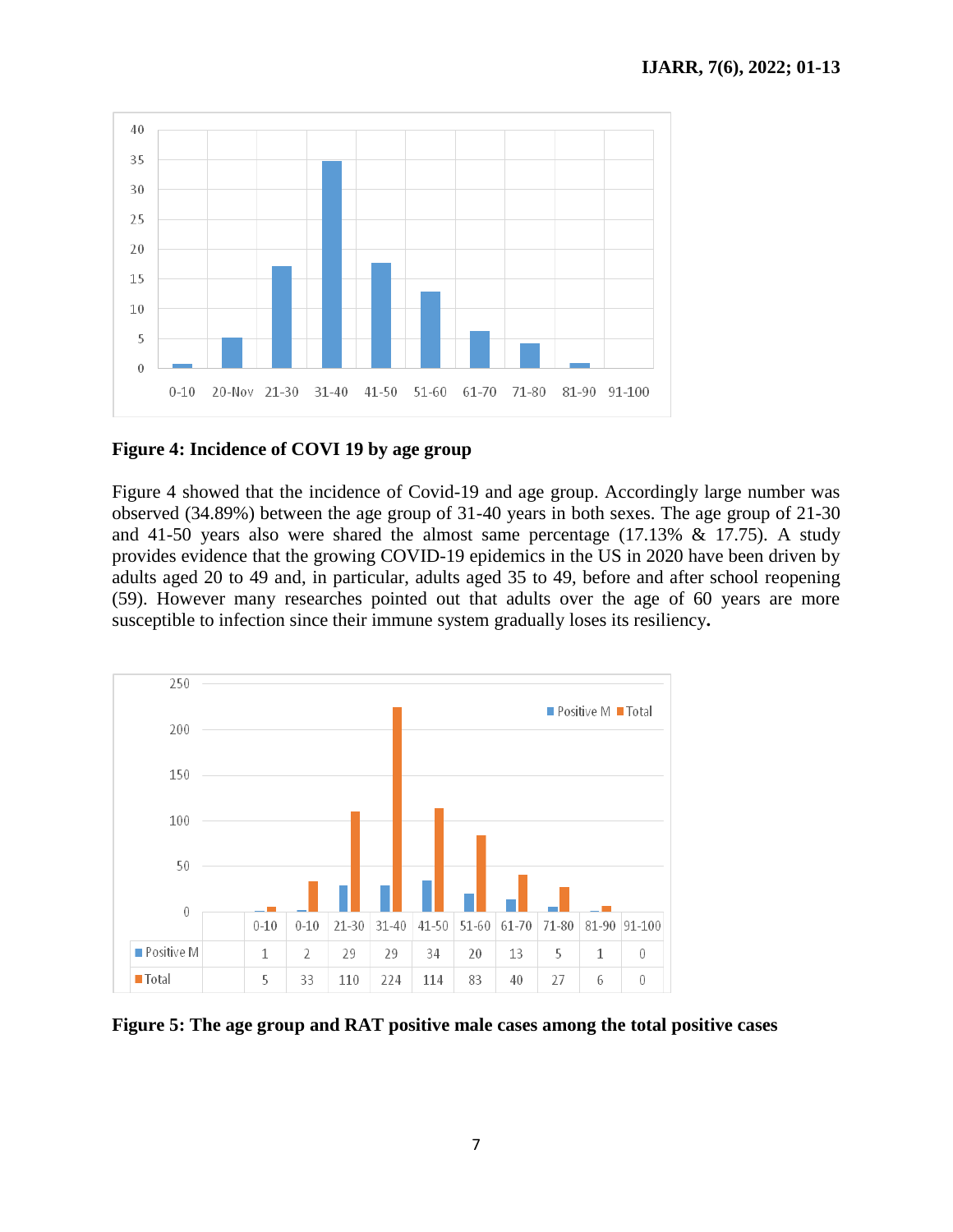**Figure 4: Incidence of COVI 19 by age group**

Figure 4 showed that the incidence of Covid-19 and age group. Accordingly large number was observed (34.89%) between the age group of 31-40 years in both sexes. The age group of 21-30 and 41-50 years also were shared the almost same percentage (17.13% & 17.75). A study provides evidence that the growing COVID-19 epidemics in the US in 2020 have been driven by adults aged 20 to 49 and, in particular, adults aged 35 to 49, before and after school reopening (59). However many researches pointed out that adults over the age of 60 years are more susceptible to infection since their immune system gradually loses its resiliency**.**

| | 0-10 | 0-10 | 21-30 | 31-40 | 41-50 | 51-60 | 61-70 | 71-80 | 81-90 | 91-100 |
|---|---|---|---|---|---|---|---|---|---|---|
| Positive M | 1 | 2 | 29 | 29 | 34 | 20 | 13 | 5 | 1 | 0 |
| Total | 5 | 33 | 110 | 224 | 114 | 83 | 40 | 27 | 6 | 0 |

**Figure 5: The age group and RAT positive male cases among the total positive cases**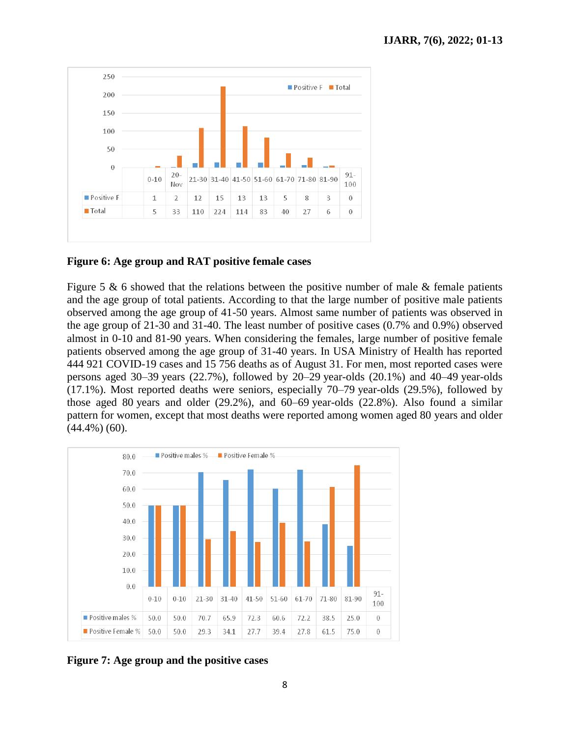| | 0-10 | 20-Nov | 21-30 | 31-40 | 41-50 | 51-60 | 61-70 | 71-80 | 81-90 | 91-100 |
|---|---|---|---|---|---|---|---|---|---|---|
| Positive F | 1 | 2 | 12 | 15 | 13 | 13 | 5 | 8 | 3 | 0 |
| Total | 5 | 33 | 110 | 224 | 114 | 83 | 40 | 27 | 6 | 0 |

**Figure 6: Age group and RAT positive female cases**

Figure 5 & 6 showed that the relations between the positive number of male & female patients and the age group of total patients. According to that the large number of positive male patients observed among the age group of 41-50 years. Almost same number of patients was observed in the age group of 21-30 and 31-40. The least number of positive cases (0.7% and 0.9%) observed almost in 0-10 and 81-90 years. When considering the females, large number of positive female patients observed among the age group of 31-40 years. In USA Ministry of Health has reported 444 921 COVID-19 cases and 15 756 deaths as of August 31. For men, most reported cases were persons aged 30–39 years (22.7%), followed by 20–29 year-olds (20.1%) and 40–49 year-olds (17.1%). Most reported deaths were seniors, especially 70–79 year-olds (29.5%), followed by those aged 80 years and older (29.2%), and 60–69 year-olds (22.8%). Also found a similar pattern for women, except that most deaths were reported among women aged 80 years and older (44.4%) (60).

| | 0-10 | 0-10 | 21-30 | 31-40 | 41-50 | 51-60 | 61-70 | 71-80 | 81-90 | 91-100 |
|---|---|---|---|---|---|---|---|---|---|---|
| Positive males % | 50.0 | 50.0 | 70.7 | 65.9 | 72.3 | 60.6 | 72.2 | 38.5 | 25.0 | 0 |
| Positive Female % | 50.0 | 50.0 | 29.3 | 34.1 | 27.7 | 39.4 | 27.8 | 61.5 | 75.0 | 0 |

**Figure 7: Age group and the positive cases**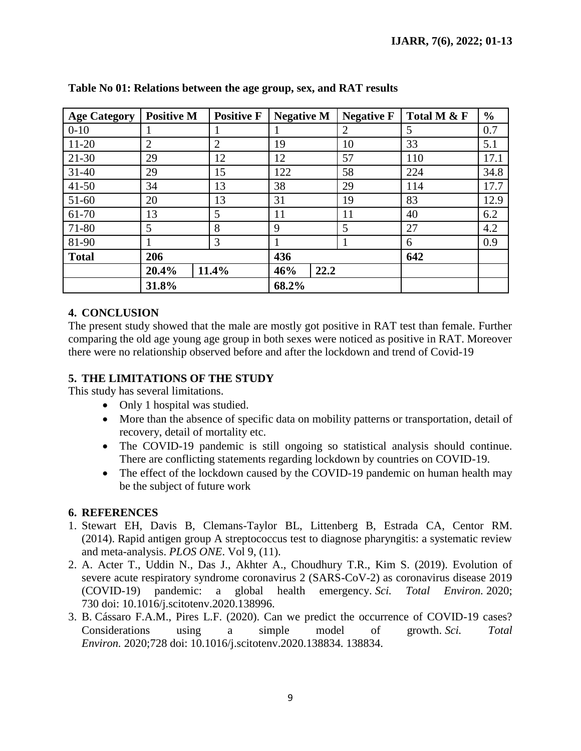**Table No 01: Relations between the age group, sex, and RAT results**

| Age Category | Positive M | Positive F | Negative M | Negative F | Total M & F | % |
|---|---|---|---|---|---|---|
| 0-10 | 1 | 1 | 1 | 2 | 5 | 0.7 |
| 11-20 | 2 | 2 | 19 | 10 | 33 | 5.1 |
| 21-30 | 29 | 12 | 12 | 57 | 110 | 17.1 |
| 31-40 | 29 | 15 | 122 | 58 | 224 | 34.8 |
| 41-50 | 34 | 13 | 38 | 29 | 114 | 17.7 |
| 51-60 | 20 | 13 | 31 | 19 | 83 | 12.9 |
| 61-70 | 13 | 5 | 11 | 11 | 40 | 6.2 |
| 71-80 | 5 | 8 | 9 | 5 | 27 | 4.2 |
| 81-90 | 1 | 3 | 1 | 1 | 6 | 0.9 |
| **Total** | **206** | | **436** | | **642** | |
| | **20.4%** | **11.4%** | **46%** | **22.2** | | |
| | **31.8%** | | **68.2%** | | | |

## 4. CONCLUSION

The present study showed that the male are mostly got positive in RAT test than female. Further comparing the old age young age group in both sexes were noticed as positive in RAT. Moreover there were no relationship observed before and after the lockdown and trend of Covid-19

## 5. THE LIMITATIONS OF THE STUDY

This study has several limitations.

- Only 1 hospital was studied.
- More than the absence of specific data on mobility patterns or transportation, detail of recovery, detail of mortality etc.
- The COVID-19 pandemic is still ongoing so statistical analysis should continue. There are conflicting statements regarding lockdown by countries on COVID-19.
- The effect of the lockdown caused by the COVID-19 pandemic on human health may be the subject of future work

## 6. REFERENCES

1. Stewart EH, Davis B, Clemans-Taylor BL, Littenberg B, Estrada CA, Centor RM. (2014). Rapid antigen group A streptococcus test to diagnose pharyngitis: a systematic review and meta-analysis. *PLOS ONE*. Vol 9, (11).
2. A. Acter T., Uddin N., Das J., Akhter A., Choudhury T.R., Kim S. (2019). Evolution of severe acute respiratory syndrome coronavirus 2 (SARS-CoV-2) as coronavirus disease 2019 (COVID-19) pandemic: a global health emergency. *Sci. Total Environ.* 2020; 730 doi: 10.1016/j.scitotenv.2020.138996.
3. B. Cássaro F.A.M., Pires L.F. (2020). Can we predict the occurrence of COVID-19 cases? Considerations using a simple model of growth. *Sci. Total Environ.* 2020;728 doi: 10.1016/j.scitotenv.2020.138834. 138834.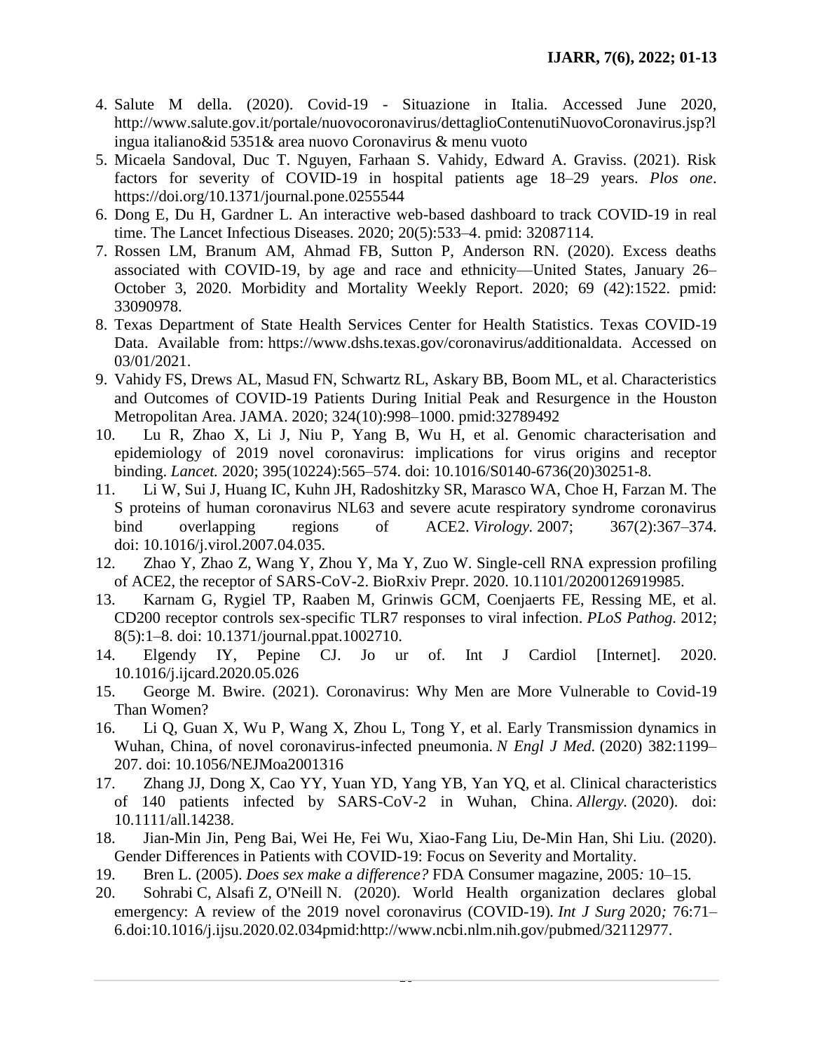4. Salute M della. (2020). Covid-19 - Situazione in Italia. Accessed June 2020, http://www.salute.gov.it/portale/nuovocoronavirus/dettaglioContenutiNuovoCoronavirus.jsp?lingua italiano&id 5351& area nuovo Coronavirus & menu vuoto
5. Micaela Sandoval, Duc T. Nguyen, Farhaan S. Vahidy, Edward A. Graviss. (2021). Risk factors for severity of COVID-19 in hospital patients age 18–29 years. *Plos one*. https://doi.org/10.1371/journal.pone.0255544
6. Dong E, Du H, Gardner L. An interactive web-based dashboard to track COVID-19 in real time. The Lancet Infectious Diseases. 2020; 20(5):533–4. pmid: 32087114.
7. Rossen LM, Branum AM, Ahmad FB, Sutton P, Anderson RN. (2020). Excess deaths associated with COVID-19, by age and race and ethnicity—United States, January 26–October 3, 2020. Morbidity and Mortality Weekly Report. 2020; 69 (42):1522. pmid: 33090978.
8. Texas Department of State Health Services Center for Health Statistics. Texas COVID-19 Data. Available from: https://www.dshs.texas.gov/coronavirus/additionaldata. Accessed on 03/01/2021.
9. Vahidy FS, Drews AL, Masud FN, Schwartz RL, Askary BB, Boom ML, et al. Characteristics and Outcomes of COVID-19 Patients During Initial Peak and Resurgence in the Houston Metropolitan Area. JAMA. 2020; 324(10):998–1000. pmid:32789492
10. Lu R, Zhao X, Li J, Niu P, Yang B, Wu H, et al. Genomic characterisation and epidemiology of 2019 novel coronavirus: implications for virus origins and receptor binding. *Lancet.* 2020; 395(10224):565–574. doi: 10.1016/S0140-6736(20)30251-8.
11. Li W, Sui J, Huang IC, Kuhn JH, Radoshitzky SR, Marasco WA, Choe H, Farzan M. The S proteins of human coronavirus NL63 and severe acute respiratory syndrome coronavirus bind overlapping regions of ACE2. *Virology.* 2007; 367(2):367–374. doi: 10.1016/j.virol.2007.04.035.
12. Zhao Y, Zhao Z, Wang Y, Zhou Y, Ma Y, Zuo W. Single-cell RNA expression profiling of ACE2, the receptor of SARS-CoV-2. BioRxiv Prepr. 2020. 10.1101/20200126919985.
13. Karnam G, Rygiel TP, Raaben M, Grinwis GCM, Coenjaerts FE, Ressing ME, et al. CD200 receptor controls sex-specific TLR7 responses to viral infection. *PLoS Pathog.* 2012; 8(5):1–8. doi: 10.1371/journal.ppat.1002710.
14. Elgendy IY, Pepine CJ. Jo ur of. Int J Cardiol [Internet]. 2020. 10.1016/j.ijcard.2020.05.026
15. George M. Bwire. (2021). Coronavirus: Why Men are More Vulnerable to Covid-19 Than Women?
16. Li Q, Guan X, Wu P, Wang X, Zhou L, Tong Y, et al. Early Transmission dynamics in Wuhan, China, of novel coronavirus-infected pneumonia. *N Engl J Med.* (2020) 382:1199–207. doi: 10.1056/NEJMoa2001316
17. Zhang JJ, Dong X, Cao YY, Yuan YD, Yang YB, Yan YQ, et al. Clinical characteristics of 140 patients infected by SARS-CoV-2 in Wuhan, China. *Allergy.* (2020). doi: 10.1111/all.14238.
18. Jian-Min Jin, Peng Bai, Wei He, Fei Wu, Xiao-Fang Liu, De-Min Han, Shi Liu. (2020). Gender Differences in Patients with COVID-19: Focus on Severity and Mortality.
19. Bren L. (2005). *Does sex make a difference?* FDA Consumer magazine, 2005*:* 10–15.
20. Sohrabi C, Alsafi Z, O'Neill N. (2020). World Health organization declares global emergency: A review of the 2019 novel coronavirus (COVID-19). *Int J Surg* 2020*;* 76:71–6.doi:10.1016/j.ijsu.2020.02.034pmid:http://www.ncbi.nlm.nih.gov/pubmed/32112977.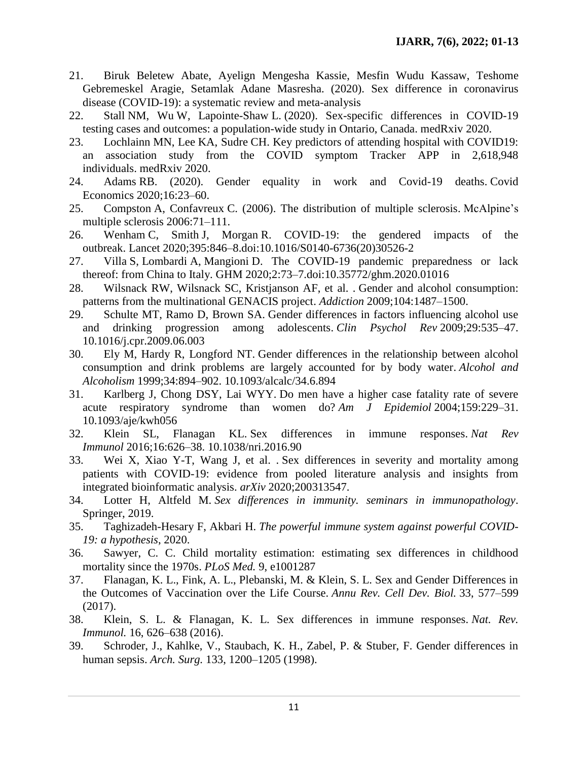21. Biruk Beletew Abate, Ayelign Mengesha Kassie, Mesfin Wudu Kassaw, Teshome Gebremeskel Aragie, Setamlak Adane Masresha. (2020). Sex difference in coronavirus disease (COVID-19): a systematic review and meta-analysis
22. Stall NM, Wu W, Lapointe-Shaw L. (2020). Sex-specific differences in COVID-19 testing cases and outcomes: a population-wide study in Ontario, Canada. medRxiv 2020.
23. Lochlainn MN, Lee KA, Sudre CH. Key predictors of attending hospital with COVID19: an association study from the COVID symptom Tracker APP in 2,618,948 individuals. medRxiv 2020.
24. Adams RB. (2020). Gender equality in work and Covid-19 deaths. Covid Economics 2020;16:23–60.
25. Compston A, Confavreux C. (2006). The distribution of multiple sclerosis. McAlpine's multiple sclerosis 2006:71–111.
26. Wenham C, Smith J, Morgan R. COVID-19: the gendered impacts of the outbreak. Lancet 2020;395:846–8.doi:10.1016/S0140-6736(20)30526-2
27. Villa S, Lombardi A, Mangioni D. The COVID-19 pandemic preparedness or lack thereof: from China to Italy. GHM 2020;2:73–7.doi:10.35772/ghm.2020.01016
28. Wilsnack RW, Wilsnack SC, Kristjanson AF, et al. . Gender and alcohol consumption: patterns from the multinational GENACIS project. *Addiction* 2009;104:1487–1500.
29. Schulte MT, Ramo D, Brown SA. Gender differences in factors influencing alcohol use and drinking progression among adolescents. *Clin Psychol Rev* 2009;29:535–47. 10.1016/j.cpr.2009.06.003
30. Ely M, Hardy R, Longford NT. Gender differences in the relationship between alcohol consumption and drink problems are largely accounted for by body water. *Alcohol and Alcoholism* 1999;34:894–902. 10.1093/alcalc/34.6.894
31. Karlberg J, Chong DSY, Lai WYY. Do men have a higher case fatality rate of severe acute respiratory syndrome than women do? *Am J Epidemiol* 2004;159:229–31. 10.1093/aje/kwh056
32. Klein SL, Flanagan KL. Sex differences in immune responses. *Nat Rev Immunol* 2016;16:626–38. 10.1038/nri.2016.90
33. Wei X, Xiao Y-T, Wang J, et al. . Sex differences in severity and mortality among patients with COVID-19: evidence from pooled literature analysis and insights from integrated bioinformatic analysis. *arXiv* 2020;200313547.
34. Lotter H, Altfeld M. *Sex differences in immunity. seminars in immunopathology*. Springer, 2019.
35. Taghizadeh-Hesary F, Akbari H. *The powerful immune system against powerful COVID-19: a hypothesis*, 2020.
36. Sawyer, C. C. Child mortality estimation: estimating sex differences in childhood mortality since the 1970s. *PLoS Med.* 9, e1001287
37. Flanagan, K. L., Fink, A. L., Plebanski, M. & Klein, S. L. Sex and Gender Differences in the Outcomes of Vaccination over the Life Course. *Annu Rev. Cell Dev. Biol.* 33, 577–599 (2017).
38. Klein, S. L. & Flanagan, K. L. Sex differences in immune responses. *Nat. Rev. Immunol.* 16, 626–638 (2016).
39. Schroder, J., Kahlke, V., Staubach, K. H., Zabel, P. & Stuber, F. Gender differences in human sepsis. *Arch. Surg.* 133, 1200–1205 (1998).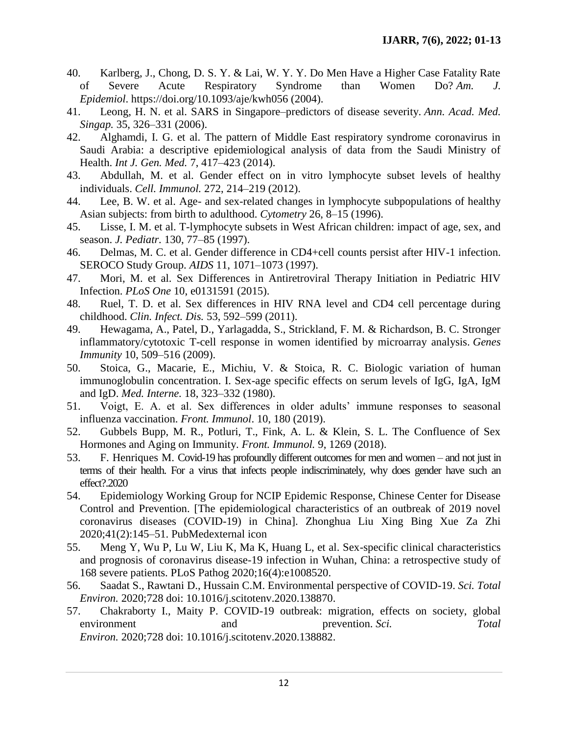40. Karlberg, J., Chong, D. S. Y. & Lai, W. Y. Y. Do Men Have a Higher Case Fatality Rate of Severe Acute Respiratory Syndrome than Women Do? *Am. J. Epidemiol*. https://doi.org/10.1093/aje/kwh056 (2004).
41. Leong, H. N. et al. SARS in Singapore–predictors of disease severity. *Ann. Acad. Med. Singap.* 35, 326–331 (2006).
42. Alghamdi, I. G. et al. The pattern of Middle East respiratory syndrome coronavirus in Saudi Arabia: a descriptive epidemiological analysis of data from the Saudi Ministry of Health. *Int J. Gen. Med.* 7, 417–423 (2014).
43. Abdullah, M. et al. Gender effect on in vitro lymphocyte subset levels of healthy individuals. *Cell. Immunol.* 272, 214–219 (2012).
44. Lee, B. W. et al. Age- and sex-related changes in lymphocyte subpopulations of healthy Asian subjects: from birth to adulthood. *Cytometry* 26, 8–15 (1996).
45. Lisse, I. M. et al. T-lymphocyte subsets in West African children: impact of age, sex, and season. *J. Pediatr.* 130, 77–85 (1997).
46. Delmas, M. C. et al. Gender difference in CD4+cell counts persist after HIV-1 infection. SEROCO Study Group. *AIDS* 11, 1071–1073 (1997).
47. Mori, M. et al. Sex Differences in Antiretroviral Therapy Initiation in Pediatric HIV Infection. *PLoS One* 10, e0131591 (2015).
48. Ruel, T. D. et al. Sex differences in HIV RNA level and CD4 cell percentage during childhood. *Clin. Infect. Dis.* 53, 592–599 (2011).
49. Hewagama, A., Patel, D., Yarlagadda, S., Strickland, F. M. & Richardson, B. C. Stronger inflammatory/cytotoxic T-cell response in women identified by microarray analysis. *Genes Immunity* 10, 509–516 (2009).
50. Stoica, G., Macarie, E., Michiu, V. & Stoica, R. C. Biologic variation of human immunoglobulin concentration. I. Sex-age specific effects on serum levels of IgG, IgA, IgM and IgD. *Med. Interne.* 18, 323–332 (1980).
51. Voigt, E. A. et al. Sex differences in older adults' immune responses to seasonal influenza vaccination. *Front. Immunol*. 10, 180 (2019).
52. Gubbels Bupp, M. R., Potluri, T., Fink, A. L. & Klein, S. L. The Confluence of Sex Hormones and Aging on Immunity. *Front. Immunol.* 9, 1269 (2018).
53. F. Henriques M. Covid-19 has profoundly different outcomes for men and women – and not just in terms of their health. For a virus that infects people indiscriminately, why does gender have such an effect?.2020
54. Epidemiology Working Group for NCIP Epidemic Response, Chinese Center for Disease Control and Prevention. [The epidemiological characteristics of an outbreak of 2019 novel coronavirus diseases (COVID-19) in China]. Zhonghua Liu Xing Bing Xue Za Zhi 2020;41(2):145–51. PubMedexternal icon
55. Meng Y, Wu P, Lu W, Liu K, Ma K, Huang L, et al. Sex-specific clinical characteristics and prognosis of coronavirus disease-19 infection in Wuhan, China: a retrospective study of 168 severe patients. PLoS Pathog 2020;16(4):e1008520.
56. Saadat S., Rawtani D., Hussain C.M. Environmental perspective of COVID-19. *Sci. Total Environ.* 2020;728 doi: 10.1016/j.scitotenv.2020.138870.
57. Chakraborty I., Maity P. COVID-19 outbreak: migration, effects on society, global environment and prevention. *Sci. Total Environ.* 2020;728 doi: 10.1016/j.scitotenv.2020.138882.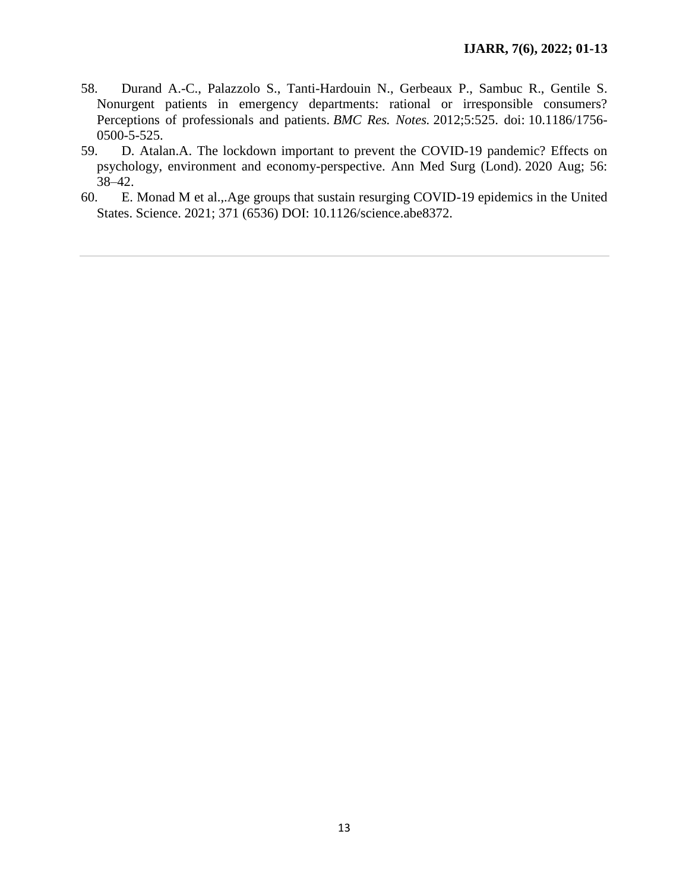58. Durand A.-C., Palazzolo S., Tanti-Hardouin N., Gerbeaux P., Sambuc R., Gentile S. Nonurgent patients in emergency departments: rational or irresponsible consumers? Perceptions of professionals and patients. *BMC Res. Notes.* 2012;5:525. doi: 10.1186/1756-0500-5-525.
59. D. Atalan.A. The lockdown important to prevent the COVID-19 pandemic? Effects on psychology, environment and economy-perspective. Ann Med Surg (Lond). 2020 Aug; 56: 38–42.
60. E. Monad M et al.,.Age groups that sustain resurging COVID-19 epidemics in the United States. Science. 2021; 371 (6536) DOI: 10.1126/science.abe8372.